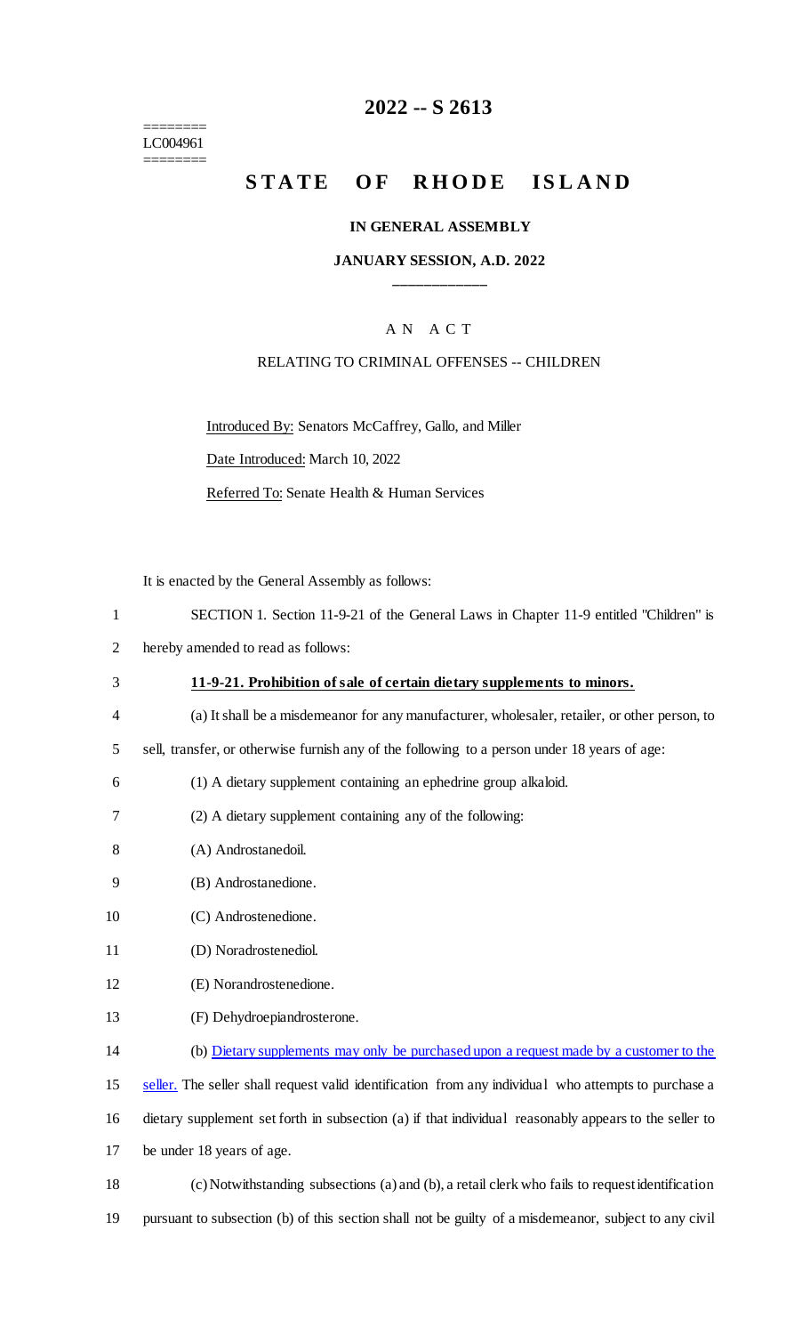========
LC004961
========

# 2022 -- S 2613

# STATE OF RHODE ISLAND

## IN GENERAL ASSEMBLY

### JANUARY SESSION, A.D. 2022

____________

A N A C T

RELATING TO CRIMINAL OFFENSES -- CHILDREN

Introduced By: Senators McCaffrey, Gallo, and Miller

Date Introduced: March 10, 2022

Referred To: Senate Health & Human Services

It is enacted by the General Assembly as follows:

1 SECTION 1. Section 11-9-21 of the General Laws in Chapter 11-9 entitled "Children" is
2 hereby amended to read as follows:

3 **11-9-21. Prohibition of sale of certain dietary supplements to minors.**

4 (a) It shall be a misdemeanor for any manufacturer, wholesaler, retailer, or other person, to
5 sell, transfer, or otherwise furnish any of the following to a person under 18 years of age:

6 (1) A dietary supplement containing an ephedrine group alkaloid.

7 (2) A dietary supplement containing any of the following:

8 (A) Androstanedoil.

9 (B) Androstanedione.

10 (C) Androstenedione.

11 (D) Noradrostenediol.

12 (E) Norandrostenedione.

13 (F) Dehydroepiandrosterone.

14 (b) <u>Dietary supplements may only be purchased upon a request made by a customer to the</u>
15 <u>seller.</u> The seller shall request valid identification from any individual who attempts to purchase a
16 dietary supplement set forth in subsection (a) if that individual reasonably appears to the seller to
17 be under 18 years of age.

18 (c) Notwithstanding subsections (a) and (b), a retail clerk who fails to request identification
19 pursuant to subsection (b) of this section shall not be guilty of a misdemeanor, subject to any civil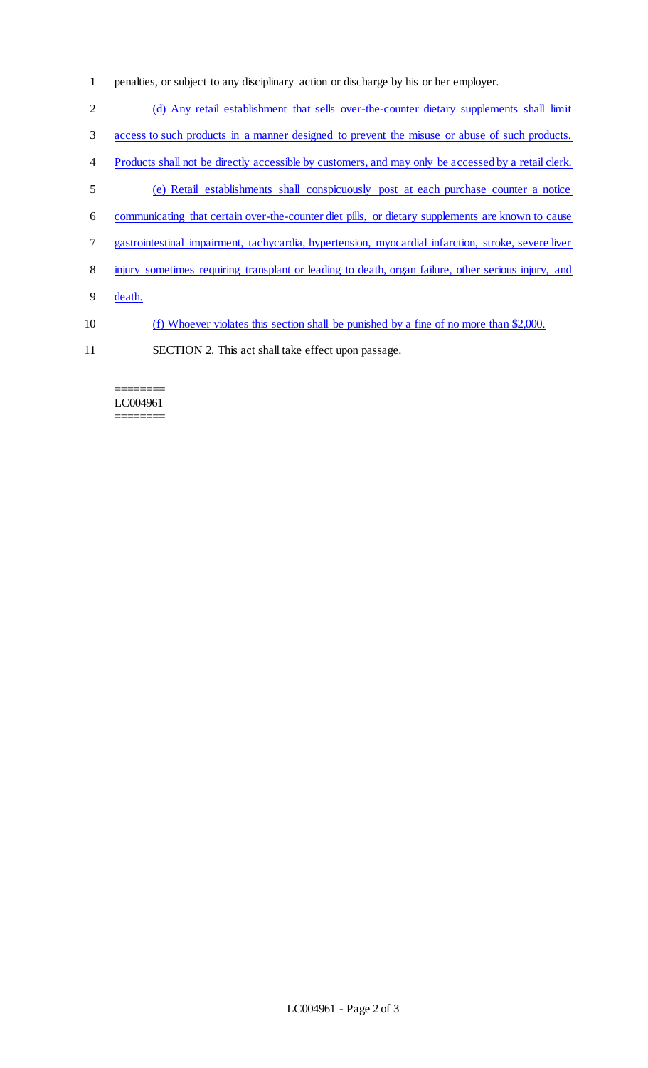penalties, or subject to any disciplinary action or discharge by his or her employer.

(d) Any retail establishment that sells over-the-counter dietary supplements shall limit access to such products in a manner designed to prevent the misuse or abuse of such products. Products shall not be directly accessible by customers, and may only be accessed by a retail clerk.

(e) Retail establishments shall conspicuously post at each purchase counter a notice communicating that certain over-the-counter diet pills, or dietary supplements are known to cause gastrointestinal impairment, tachycardia, hypertension, myocardial infarction, stroke, severe liver injury sometimes requiring transplant or leading to death, organ failure, other serious injury, and death.

(f) Whoever violates this section shall be punished by a fine of no more than $2,000.

SECTION 2. This act shall take effect upon passage.

========
LC004961
========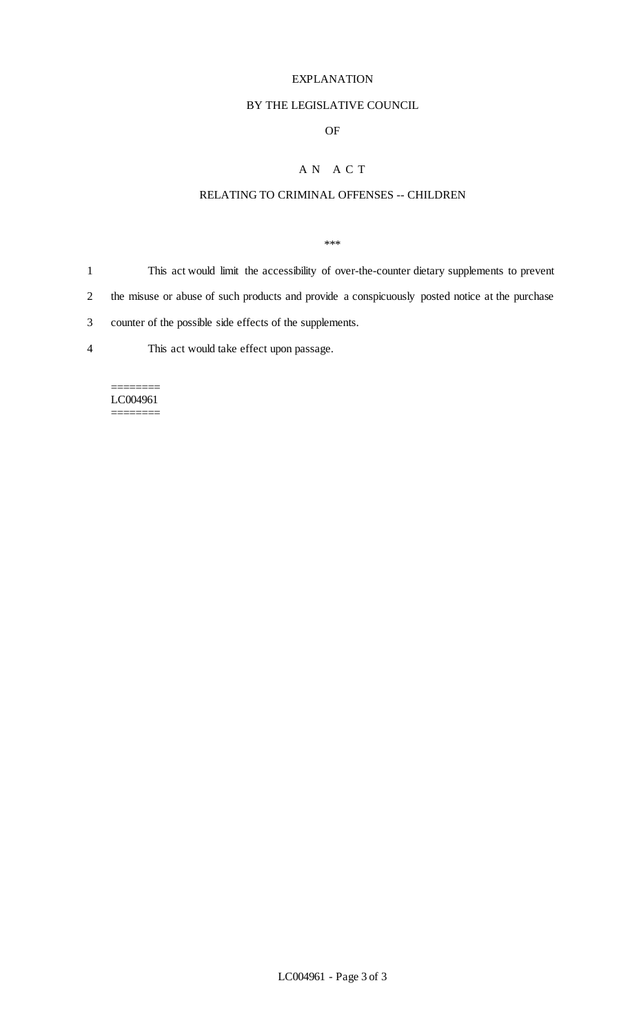EXPLANATION

BY THE LEGISLATIVE COUNCIL

OF

A N A C T

RELATING TO CRIMINAL OFFENSES -- CHILDREN

***

1 This act would limit the accessibility of over-the-counter dietary supplements to prevent
2 the misuse or abuse of such products and provide a conspicuously posted notice at the purchase
3 counter of the possible side effects of the supplements.

4 This act would take effect upon passage.

========
LC004961
========